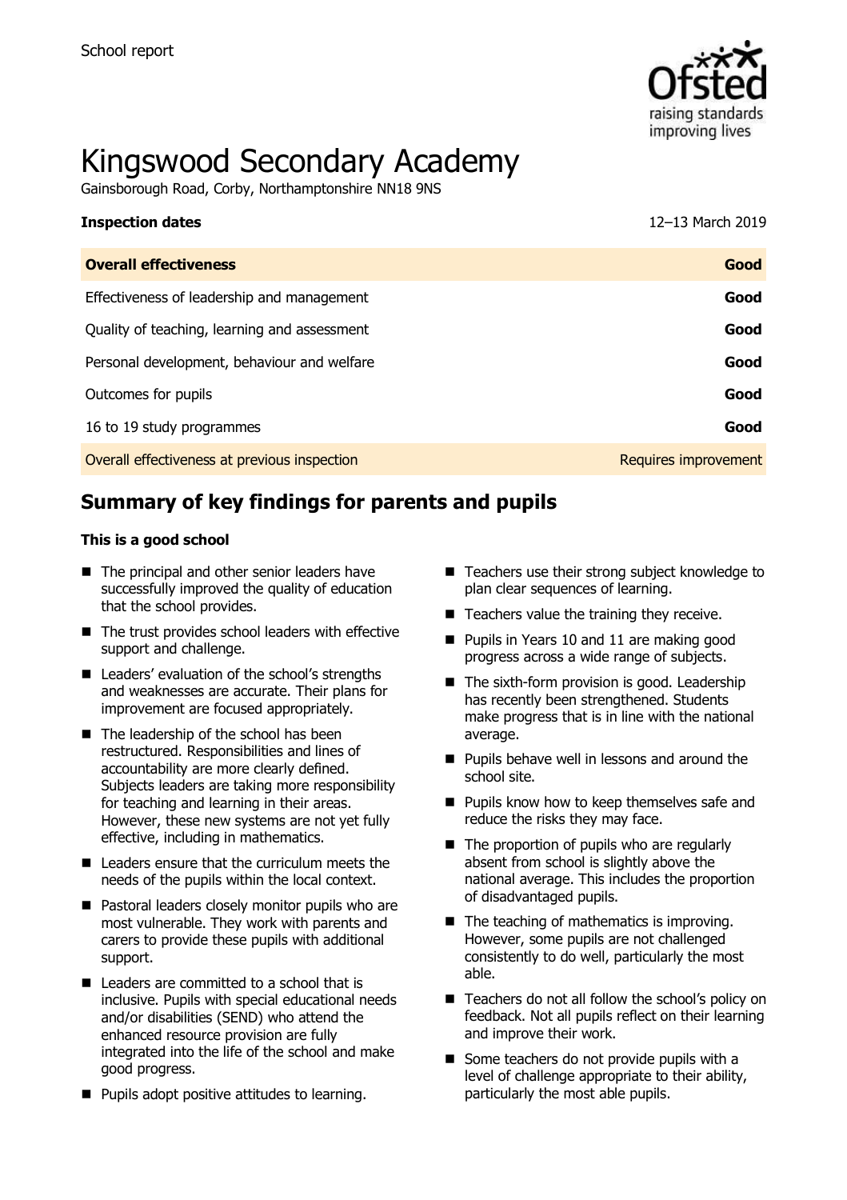School report

# Kingswood Secondary Academy

Gainsborough Road, Corby, Northamptonshire NN18 9NS

**Inspection dates** 12–13 March 2019

| **Overall effectiveness** | **Good** |
| --- | --- |
| Effectiveness of leadership and management | **Good** |
| Quality of teaching, learning and assessment | **Good** |
| Personal development, behaviour and welfare | **Good** |
| Outcomes for pupils | **Good** |
| 16 to 19 study programmes | **Good** |
| Overall effectiveness at previous inspection | Requires improvement |

## Summary of key findings for parents and pupils

**This is a good school**

- The principal and other senior leaders have successfully improved the quality of education that the school provides.
- The trust provides school leaders with effective support and challenge.
- Leaders' evaluation of the school's strengths and weaknesses are accurate. Their plans for improvement are focused appropriately.
- The leadership of the school has been restructured. Responsibilities and lines of accountability are more clearly defined. Subjects leaders are taking more responsibility for teaching and learning in their areas. However, these new systems are not yet fully effective, including in mathematics.
- Leaders ensure that the curriculum meets the needs of the pupils within the local context.
- Pastoral leaders closely monitor pupils who are most vulnerable. They work with parents and carers to provide these pupils with additional support.
- Leaders are committed to a school that is inclusive. Pupils with special educational needs and/or disabilities (SEND) who attend the enhanced resource provision are fully integrated into the life of the school and make good progress.
- Pupils adopt positive attitudes to learning.
- Teachers use their strong subject knowledge to plan clear sequences of learning.
- Teachers value the training they receive.
- Pupils in Years 10 and 11 are making good progress across a wide range of subjects.
- The sixth-form provision is good. Leadership has recently been strengthened. Students make progress that is in line with the national average.
- Pupils behave well in lessons and around the school site.
- Pupils know how to keep themselves safe and reduce the risks they may face.
- The proportion of pupils who are regularly absent from school is slightly above the national average. This includes the proportion of disadvantaged pupils.
- The teaching of mathematics is improving. However, some pupils are not challenged consistently to do well, particularly the most able.
- Teachers do not all follow the school's policy on feedback. Not all pupils reflect on their learning and improve their work.
- Some teachers do not provide pupils with a level of challenge appropriate to their ability, particularly the most able pupils.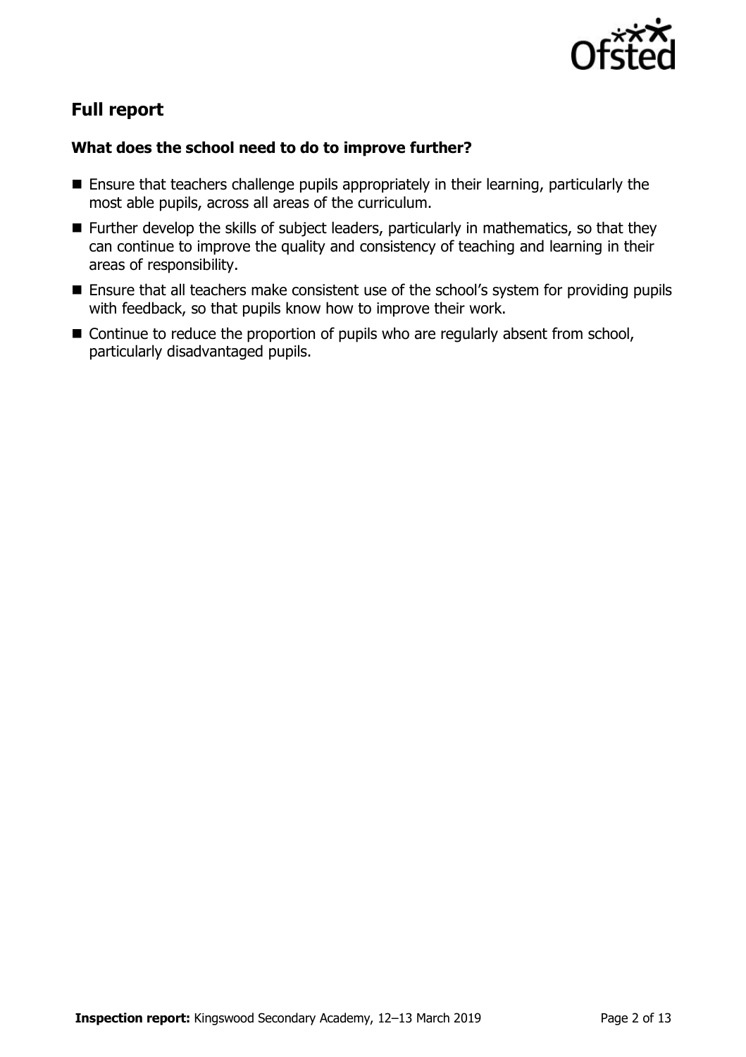## Full report

### What does the school need to do to improve further?

- Ensure that teachers challenge pupils appropriately in their learning, particularly the most able pupils, across all areas of the curriculum.
- Further develop the skills of subject leaders, particularly in mathematics, so that they can continue to improve the quality and consistency of teaching and learning in their areas of responsibility.
- Ensure that all teachers make consistent use of the school's system for providing pupils with feedback, so that pupils know how to improve their work.
- Continue to reduce the proportion of pupils who are regularly absent from school, particularly disadvantaged pupils.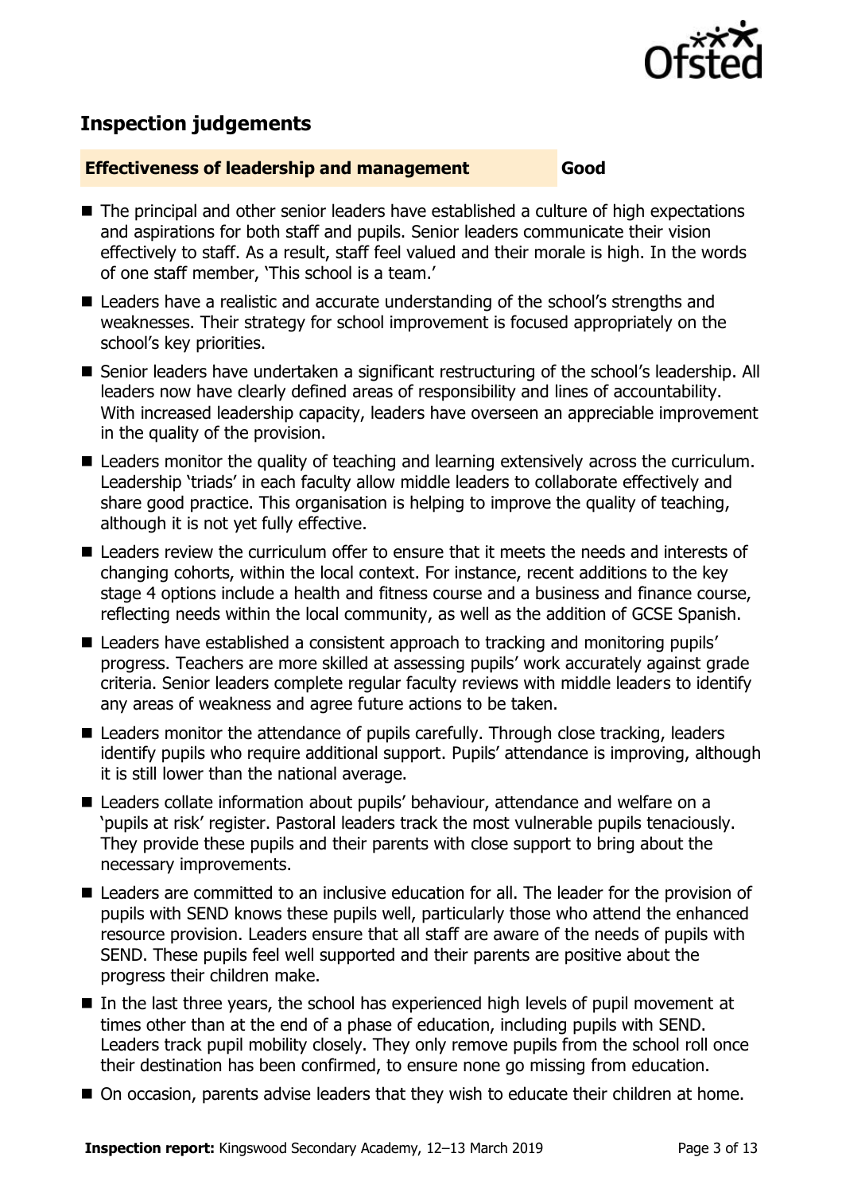## Inspection judgements

**Effectiveness of leadership and management** **Good**

- The principal and other senior leaders have established a culture of high expectations and aspirations for both staff and pupils. Senior leaders communicate their vision effectively to staff. As a result, staff feel valued and their morale is high. In the words of one staff member, 'This school is a team.'
- Leaders have a realistic and accurate understanding of the school's strengths and weaknesses. Their strategy for school improvement is focused appropriately on the school's key priorities.
- Senior leaders have undertaken a significant restructuring of the school's leadership. All leaders now have clearly defined areas of responsibility and lines of accountability. With increased leadership capacity, leaders have overseen an appreciable improvement in the quality of the provision.
- Leaders monitor the quality of teaching and learning extensively across the curriculum. Leadership 'triads' in each faculty allow middle leaders to collaborate effectively and share good practice. This organisation is helping to improve the quality of teaching, although it is not yet fully effective.
- Leaders review the curriculum offer to ensure that it meets the needs and interests of changing cohorts, within the local context. For instance, recent additions to the key stage 4 options include a health and fitness course and a business and finance course, reflecting needs within the local community, as well as the addition of GCSE Spanish.
- Leaders have established a consistent approach to tracking and monitoring pupils' progress. Teachers are more skilled at assessing pupils' work accurately against grade criteria. Senior leaders complete regular faculty reviews with middle leaders to identify any areas of weakness and agree future actions to be taken.
- Leaders monitor the attendance of pupils carefully. Through close tracking, leaders identify pupils who require additional support. Pupils' attendance is improving, although it is still lower than the national average.
- Leaders collate information about pupils' behaviour, attendance and welfare on a 'pupils at risk' register. Pastoral leaders track the most vulnerable pupils tenaciously. They provide these pupils and their parents with close support to bring about the necessary improvements.
- Leaders are committed to an inclusive education for all. The leader for the provision of pupils with SEND knows these pupils well, particularly those who attend the enhanced resource provision. Leaders ensure that all staff are aware of the needs of pupils with SEND. These pupils feel well supported and their parents are positive about the progress their children make.
- In the last three years, the school has experienced high levels of pupil movement at times other than at the end of a phase of education, including pupils with SEND. Leaders track pupil mobility closely. They only remove pupils from the school roll once their destination has been confirmed, to ensure none go missing from education.
- On occasion, parents advise leaders that they wish to educate their children at home.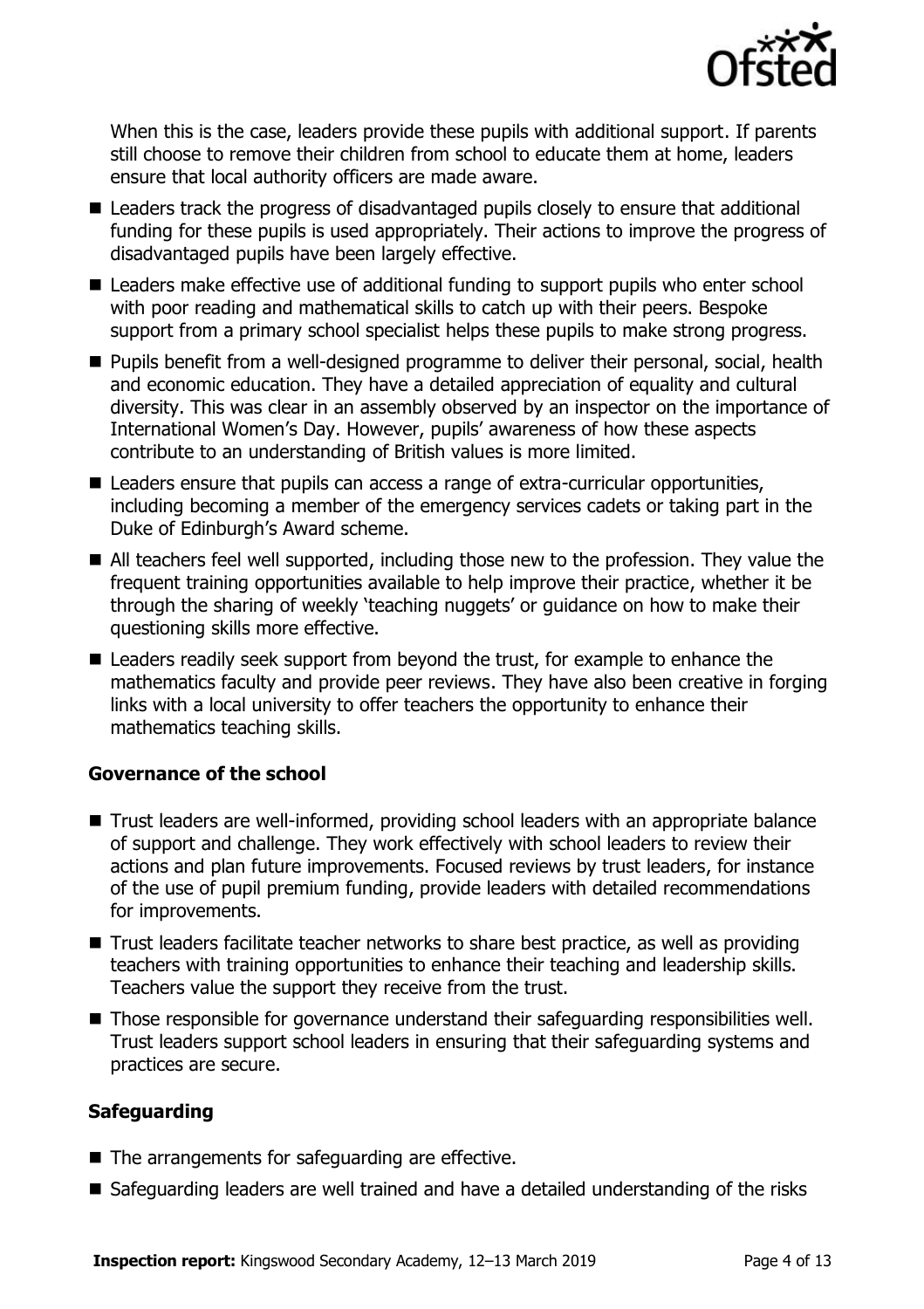When this is the case, leaders provide these pupils with additional support. If parents still choose to remove their children from school to educate them at home, leaders ensure that local authority officers are made aware.

- Leaders track the progress of disadvantaged pupils closely to ensure that additional funding for these pupils is used appropriately. Their actions to improve the progress of disadvantaged pupils have been largely effective.
- Leaders make effective use of additional funding to support pupils who enter school with poor reading and mathematical skills to catch up with their peers. Bespoke support from a primary school specialist helps these pupils to make strong progress.
- Pupils benefit from a well-designed programme to deliver their personal, social, health and economic education. They have a detailed appreciation of equality and cultural diversity. This was clear in an assembly observed by an inspector on the importance of International Women's Day. However, pupils' awareness of how these aspects contribute to an understanding of British values is more limited.
- Leaders ensure that pupils can access a range of extra-curricular opportunities, including becoming a member of the emergency services cadets or taking part in the Duke of Edinburgh's Award scheme.
- All teachers feel well supported, including those new to the profession. They value the frequent training opportunities available to help improve their practice, whether it be through the sharing of weekly 'teaching nuggets' or guidance on how to make their questioning skills more effective.
- Leaders readily seek support from beyond the trust, for example to enhance the mathematics faculty and provide peer reviews. They have also been creative in forging links with a local university to offer teachers the opportunity to enhance their mathematics teaching skills.

### Governance of the school

- Trust leaders are well-informed, providing school leaders with an appropriate balance of support and challenge. They work effectively with school leaders to review their actions and plan future improvements. Focused reviews by trust leaders, for instance of the use of pupil premium funding, provide leaders with detailed recommendations for improvements.
- Trust leaders facilitate teacher networks to share best practice, as well as providing teachers with training opportunities to enhance their teaching and leadership skills. Teachers value the support they receive from the trust.
- Those responsible for governance understand their safeguarding responsibilities well. Trust leaders support school leaders in ensuring that their safeguarding systems and practices are secure.

### Safeguarding

- The arrangements for safeguarding are effective.
- Safeguarding leaders are well trained and have a detailed understanding of the risks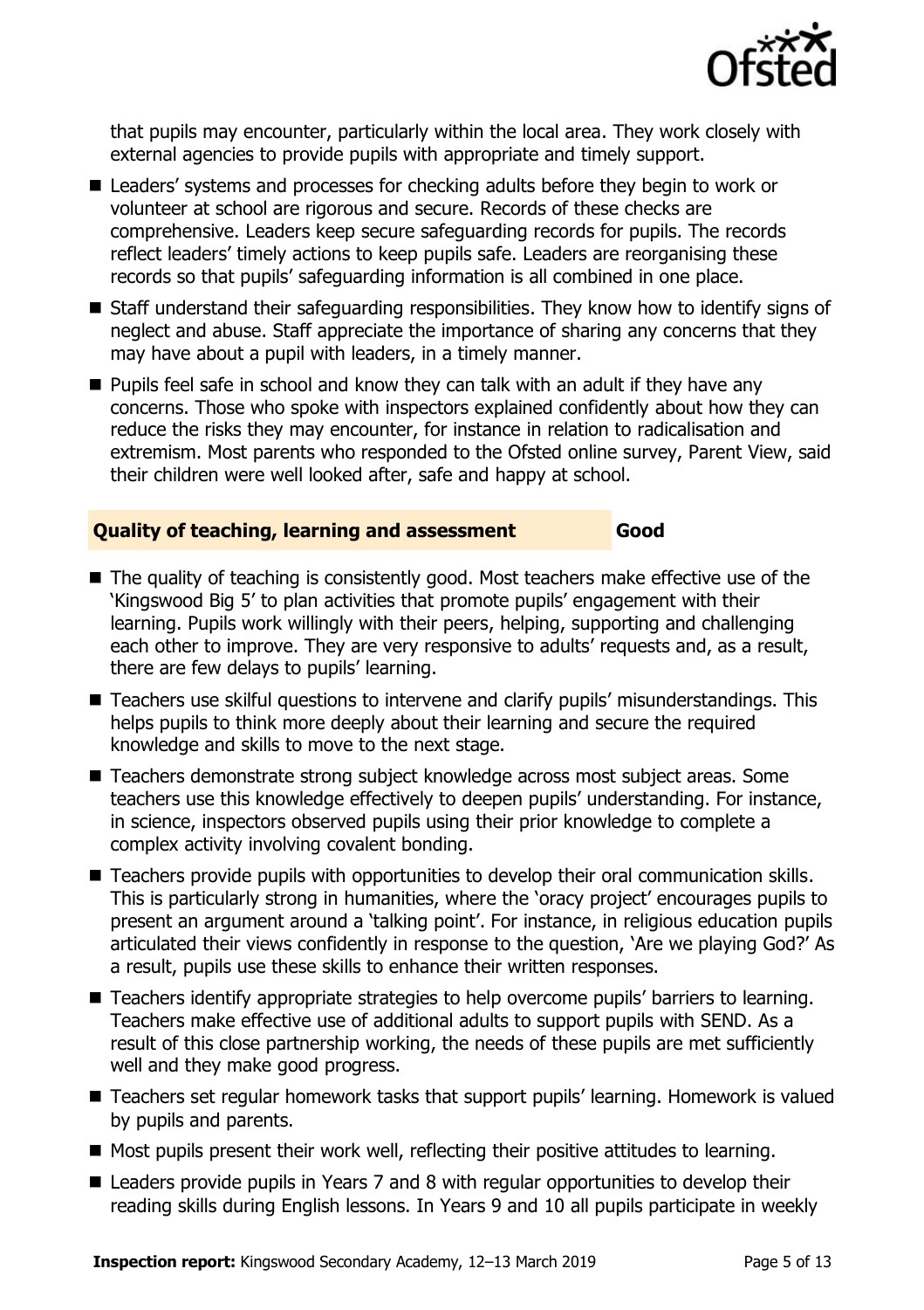that pupils may encounter, particularly within the local area. They work closely with external agencies to provide pupils with appropriate and timely support.

- Leaders' systems and processes for checking adults before they begin to work or volunteer at school are rigorous and secure. Records of these checks are comprehensive. Leaders keep secure safeguarding records for pupils. The records reflect leaders' timely actions to keep pupils safe. Leaders are reorganising these records so that pupils' safeguarding information is all combined in one place.
- Staff understand their safeguarding responsibilities. They know how to identify signs of neglect and abuse. Staff appreciate the importance of sharing any concerns that they may have about a pupil with leaders, in a timely manner.
- Pupils feel safe in school and know they can talk with an adult if they have any concerns. Those who spoke with inspectors explained confidently about how they can reduce the risks they may encounter, for instance in relation to radicalisation and extremism. Most parents who responded to the Ofsted online survey, Parent View, said their children were well looked after, safe and happy at school.

## Quality of teaching, learning and assessment — Good

- The quality of teaching is consistently good. Most teachers make effective use of the 'Kingswood Big 5' to plan activities that promote pupils' engagement with their learning. Pupils work willingly with their peers, helping, supporting and challenging each other to improve. They are very responsive to adults' requests and, as a result, there are few delays to pupils' learning.
- Teachers use skilful questions to intervene and clarify pupils' misunderstandings. This helps pupils to think more deeply about their learning and secure the required knowledge and skills to move to the next stage.
- Teachers demonstrate strong subject knowledge across most subject areas. Some teachers use this knowledge effectively to deepen pupils' understanding. For instance, in science, inspectors observed pupils using their prior knowledge to complete a complex activity involving covalent bonding.
- Teachers provide pupils with opportunities to develop their oral communication skills. This is particularly strong in humanities, where the 'oracy project' encourages pupils to present an argument around a 'talking point'. For instance, in religious education pupils articulated their views confidently in response to the question, 'Are we playing God?' As a result, pupils use these skills to enhance their written responses.
- Teachers identify appropriate strategies to help overcome pupils' barriers to learning. Teachers make effective use of additional adults to support pupils with SEND. As a result of this close partnership working, the needs of these pupils are met sufficiently well and they make good progress.
- Teachers set regular homework tasks that support pupils' learning. Homework is valued by pupils and parents.
- Most pupils present their work well, reflecting their positive attitudes to learning.
- Leaders provide pupils in Years 7 and 8 with regular opportunities to develop their reading skills during English lessons. In Years 9 and 10 all pupils participate in weekly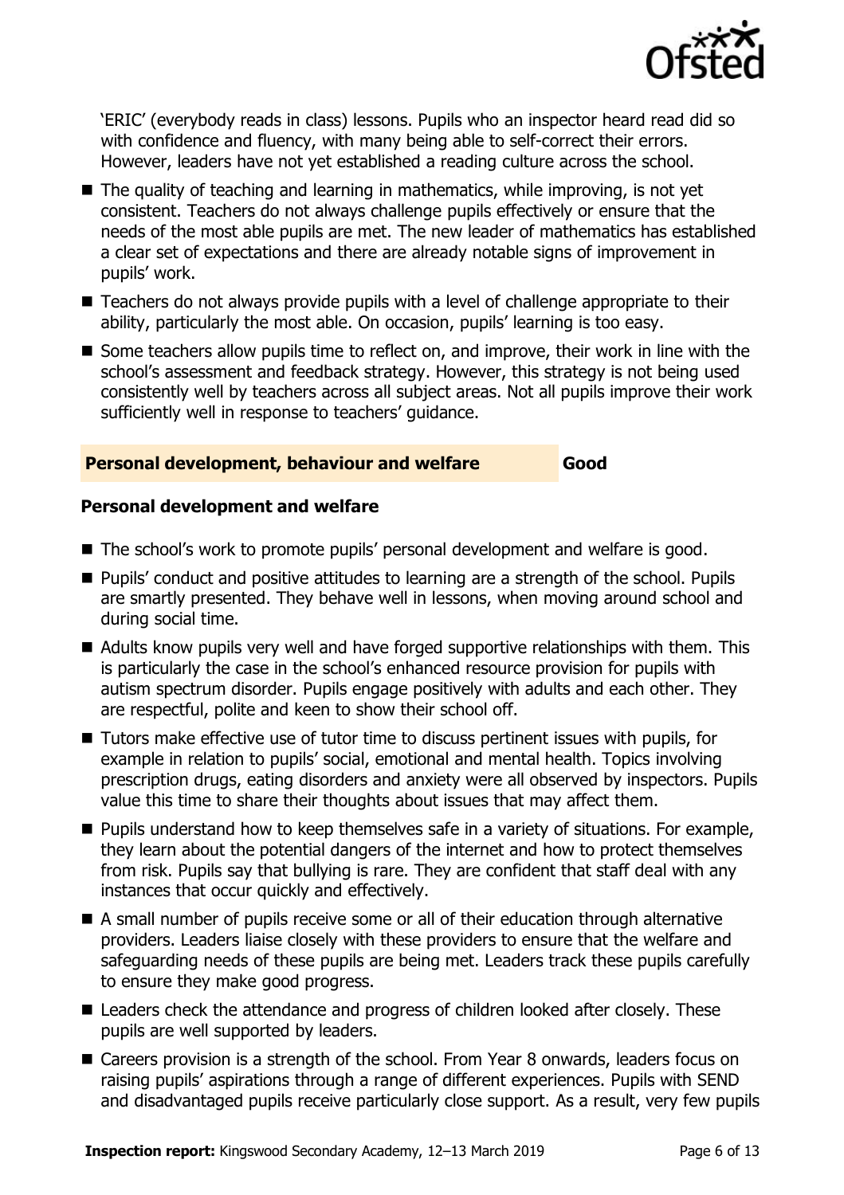'ERIC' (everybody reads in class) lessons. Pupils who an inspector heard read did so with confidence and fluency, with many being able to self-correct their errors. However, leaders have not yet established a reading culture across the school.

- The quality of teaching and learning in mathematics, while improving, is not yet consistent. Teachers do not always challenge pupils effectively or ensure that the needs of the most able pupils are met. The new leader of mathematics has established a clear set of expectations and there are already notable signs of improvement in pupils' work.
- Teachers do not always provide pupils with a level of challenge appropriate to their ability, particularly the most able. On occasion, pupils' learning is too easy.
- Some teachers allow pupils time to reflect on, and improve, their work in line with the school's assessment and feedback strategy. However, this strategy is not being used consistently well by teachers across all subject areas. Not all pupils improve their work sufficiently well in response to teachers' guidance.

## Personal development, behaviour and welfare — Good

### Personal development and welfare

- The school's work to promote pupils' personal development and welfare is good.
- Pupils' conduct and positive attitudes to learning are a strength of the school. Pupils are smartly presented. They behave well in lessons, when moving around school and during social time.
- Adults know pupils very well and have forged supportive relationships with them. This is particularly the case in the school's enhanced resource provision for pupils with autism spectrum disorder. Pupils engage positively with adults and each other. They are respectful, polite and keen to show their school off.
- Tutors make effective use of tutor time to discuss pertinent issues with pupils, for example in relation to pupils' social, emotional and mental health. Topics involving prescription drugs, eating disorders and anxiety were all observed by inspectors. Pupils value this time to share their thoughts about issues that may affect them.
- Pupils understand how to keep themselves safe in a variety of situations. For example, they learn about the potential dangers of the internet and how to protect themselves from risk. Pupils say that bullying is rare. They are confident that staff deal with any instances that occur quickly and effectively.
- A small number of pupils receive some or all of their education through alternative providers. Leaders liaise closely with these providers to ensure that the welfare and safeguarding needs of these pupils are being met. Leaders track these pupils carefully to ensure they make good progress.
- Leaders check the attendance and progress of children looked after closely. These pupils are well supported by leaders.
- Careers provision is a strength of the school. From Year 8 onwards, leaders focus on raising pupils' aspirations through a range of different experiences. Pupils with SEND and disadvantaged pupils receive particularly close support. As a result, very few pupils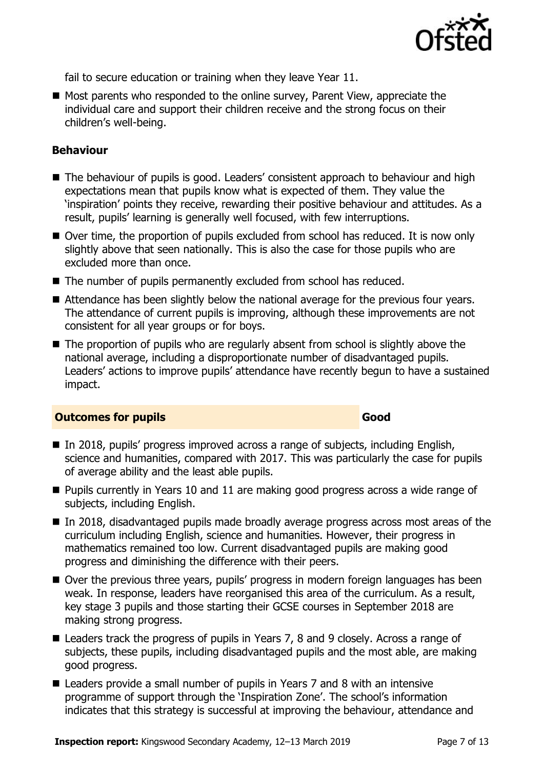fail to secure education or training when they leave Year 11.

- Most parents who responded to the online survey, Parent View, appreciate the individual care and support their children receive and the strong focus on their children's well-being.

### Behaviour

- The behaviour of pupils is good. Leaders' consistent approach to behaviour and high expectations mean that pupils know what is expected of them. They value the 'inspiration' points they receive, rewarding their positive behaviour and attitudes. As a result, pupils' learning is generally well focused, with few interruptions.
- Over time, the proportion of pupils excluded from school has reduced. It is now only slightly above that seen nationally. This is also the case for those pupils who are excluded more than once.
- The number of pupils permanently excluded from school has reduced.
- Attendance has been slightly below the national average for the previous four years. The attendance of current pupils is improving, although these improvements are not consistent for all year groups or for boys.
- The proportion of pupils who are regularly absent from school is slightly above the national average, including a disproportionate number of disadvantaged pupils. Leaders' actions to improve pupils' attendance have recently begun to have a sustained impact.

## Outcomes for pupils — Good

- In 2018, pupils' progress improved across a range of subjects, including English, science and humanities, compared with 2017. This was particularly the case for pupils of average ability and the least able pupils.
- Pupils currently in Years 10 and 11 are making good progress across a wide range of subjects, including English.
- In 2018, disadvantaged pupils made broadly average progress across most areas of the curriculum including English, science and humanities. However, their progress in mathematics remained too low. Current disadvantaged pupils are making good progress and diminishing the difference with their peers.
- Over the previous three years, pupils' progress in modern foreign languages has been weak. In response, leaders have reorganised this area of the curriculum. As a result, key stage 3 pupils and those starting their GCSE courses in September 2018 are making strong progress.
- Leaders track the progress of pupils in Years 7, 8 and 9 closely. Across a range of subjects, these pupils, including disadvantaged pupils and the most able, are making good progress.
- Leaders provide a small number of pupils in Years 7 and 8 with an intensive programme of support through the 'Inspiration Zone'. The school's information indicates that this strategy is successful at improving the behaviour, attendance and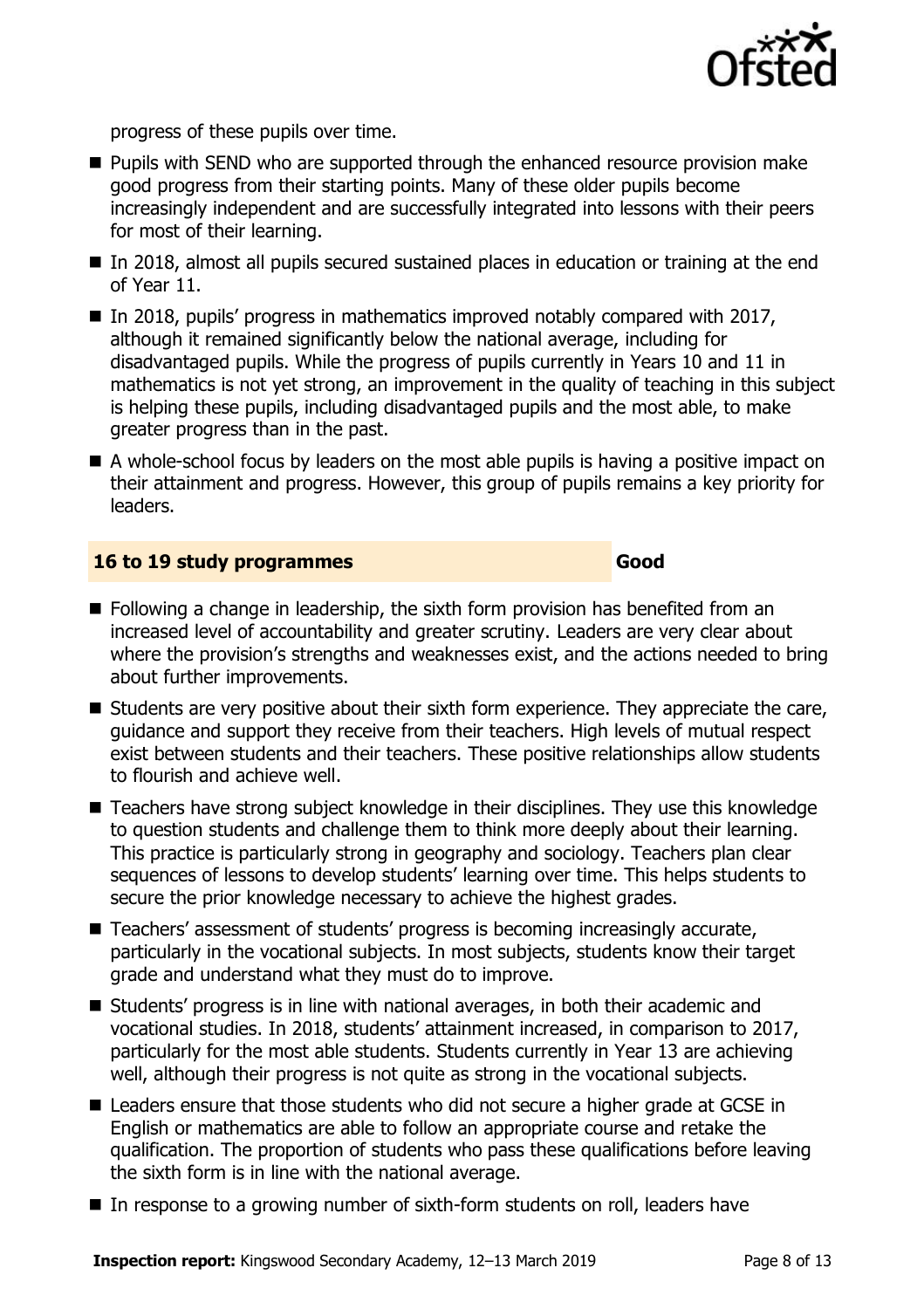progress of these pupils over time.

- Pupils with SEND who are supported through the enhanced resource provision make good progress from their starting points. Many of these older pupils become increasingly independent and are successfully integrated into lessons with their peers for most of their learning.
- In 2018, almost all pupils secured sustained places in education or training at the end of Year 11.
- In 2018, pupils' progress in mathematics improved notably compared with 2017, although it remained significantly below the national average, including for disadvantaged pupils. While the progress of pupils currently in Years 10 and 11 in mathematics is not yet strong, an improvement in the quality of teaching in this subject is helping these pupils, including disadvantaged pupils and the most able, to make greater progress than in the past.
- A whole-school focus by leaders on the most able pupils is having a positive impact on their attainment and progress. However, this group of pupils remains a key priority for leaders.

## 16 to 19 study programmes — Good

- Following a change in leadership, the sixth form provision has benefited from an increased level of accountability and greater scrutiny. Leaders are very clear about where the provision's strengths and weaknesses exist, and the actions needed to bring about further improvements.
- Students are very positive about their sixth form experience. They appreciate the care, guidance and support they receive from their teachers. High levels of mutual respect exist between students and their teachers. These positive relationships allow students to flourish and achieve well.
- Teachers have strong subject knowledge in their disciplines. They use this knowledge to question students and challenge them to think more deeply about their learning. This practice is particularly strong in geography and sociology. Teachers plan clear sequences of lessons to develop students' learning over time. This helps students to secure the prior knowledge necessary to achieve the highest grades.
- Teachers' assessment of students' progress is becoming increasingly accurate, particularly in the vocational subjects. In most subjects, students know their target grade and understand what they must do to improve.
- Students' progress is in line with national averages, in both their academic and vocational studies. In 2018, students' attainment increased, in comparison to 2017, particularly for the most able students. Students currently in Year 13 are achieving well, although their progress is not quite as strong in the vocational subjects.
- Leaders ensure that those students who did not secure a higher grade at GCSE in English or mathematics are able to follow an appropriate course and retake the qualification. The proportion of students who pass these qualifications before leaving the sixth form is in line with the national average.
- In response to a growing number of sixth-form students on roll, leaders have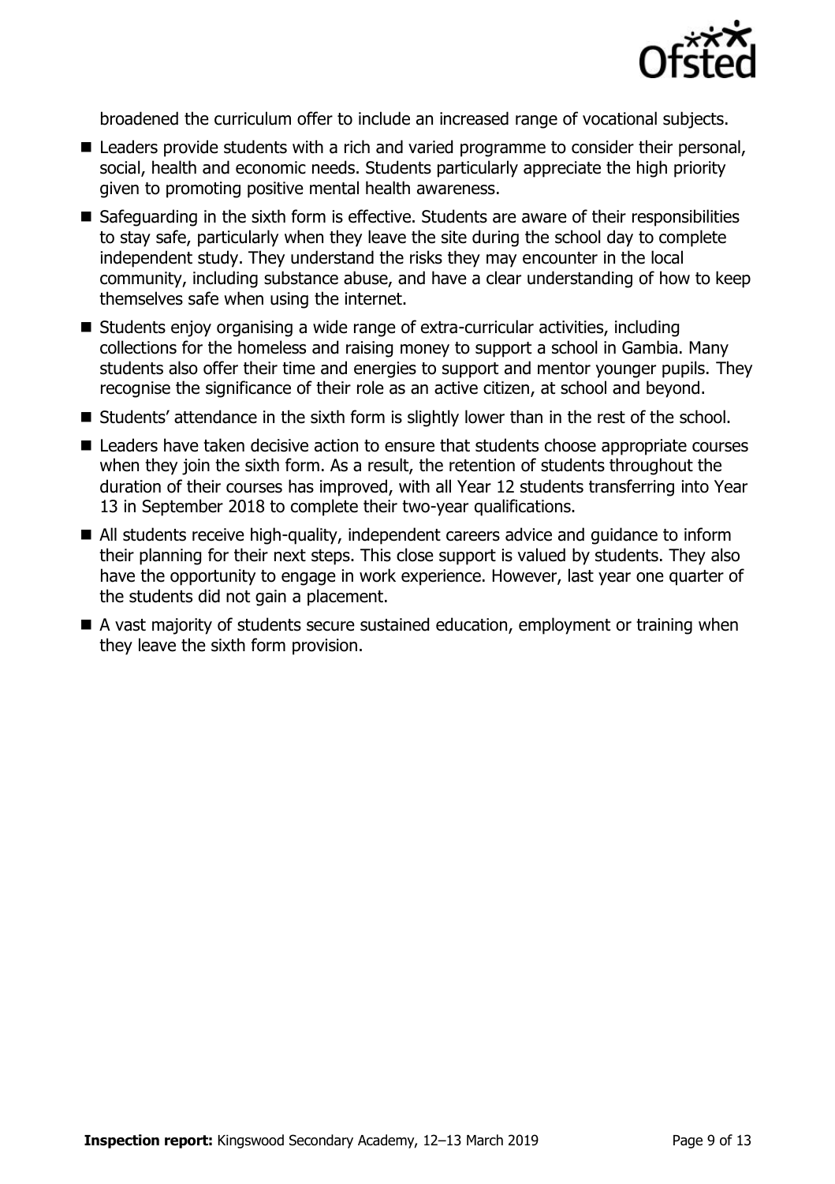broadened the curriculum offer to include an increased range of vocational subjects.

- Leaders provide students with a rich and varied programme to consider their personal, social, health and economic needs. Students particularly appreciate the high priority given to promoting positive mental health awareness.
- Safeguarding in the sixth form is effective. Students are aware of their responsibilities to stay safe, particularly when they leave the site during the school day to complete independent study. They understand the risks they may encounter in the local community, including substance abuse, and have a clear understanding of how to keep themselves safe when using the internet.
- Students enjoy organising a wide range of extra-curricular activities, including collections for the homeless and raising money to support a school in Gambia. Many students also offer their time and energies to support and mentor younger pupils. They recognise the significance of their role as an active citizen, at school and beyond.
- Students' attendance in the sixth form is slightly lower than in the rest of the school.
- Leaders have taken decisive action to ensure that students choose appropriate courses when they join the sixth form. As a result, the retention of students throughout the duration of their courses has improved, with all Year 12 students transferring into Year 13 in September 2018 to complete their two-year qualifications.
- All students receive high-quality, independent careers advice and guidance to inform their planning for their next steps. This close support is valued by students. They also have the opportunity to engage in work experience. However, last year one quarter of the students did not gain a placement.
- A vast majority of students secure sustained education, employment or training when they leave the sixth form provision.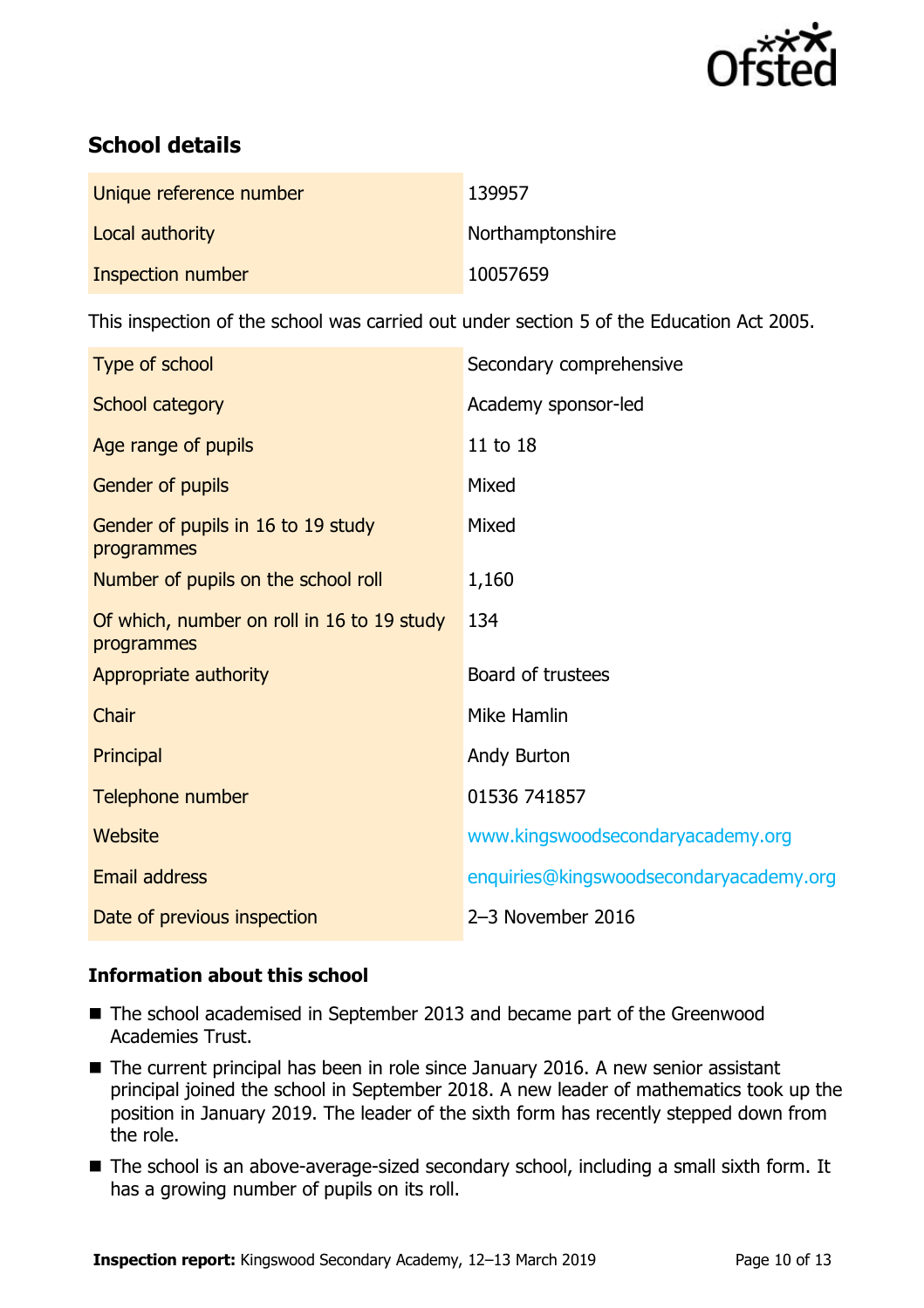## School details

| | |
|---|---|
| Unique reference number | 139957 |
| Local authority | Northamptonshire |
| Inspection number | 10057659 |

This inspection of the school was carried out under section 5 of the Education Act 2005.

| | |
|---|---|
| Type of school | Secondary comprehensive |
| School category | Academy sponsor-led |
| Age range of pupils | 11 to 18 |
| Gender of pupils | Mixed |
| Gender of pupils in 16 to 19 study programmes | Mixed |
| Number of pupils on the school roll | 1,160 |
| Of which, number on roll in 16 to 19 study programmes | 134 |
| Appropriate authority | Board of trustees |
| Chair | Mike Hamlin |
| Principal | Andy Burton |
| Telephone number | 01536 741857 |
| Website | www.kingswoodsecondaryacademy.org |
| Email address | enquiries@kingswoodsecondaryacademy.org |
| Date of previous inspection | 2–3 November 2016 |

### Information about this school

- The school academised in September 2013 and became part of the Greenwood Academies Trust.
- The current principal has been in role since January 2016. A new senior assistant principal joined the school in September 2018. A new leader of mathematics took up the position in January 2019. The leader of the sixth form has recently stepped down from the role.
- The school is an above-average-sized secondary school, including a small sixth form. It has a growing number of pupils on its roll.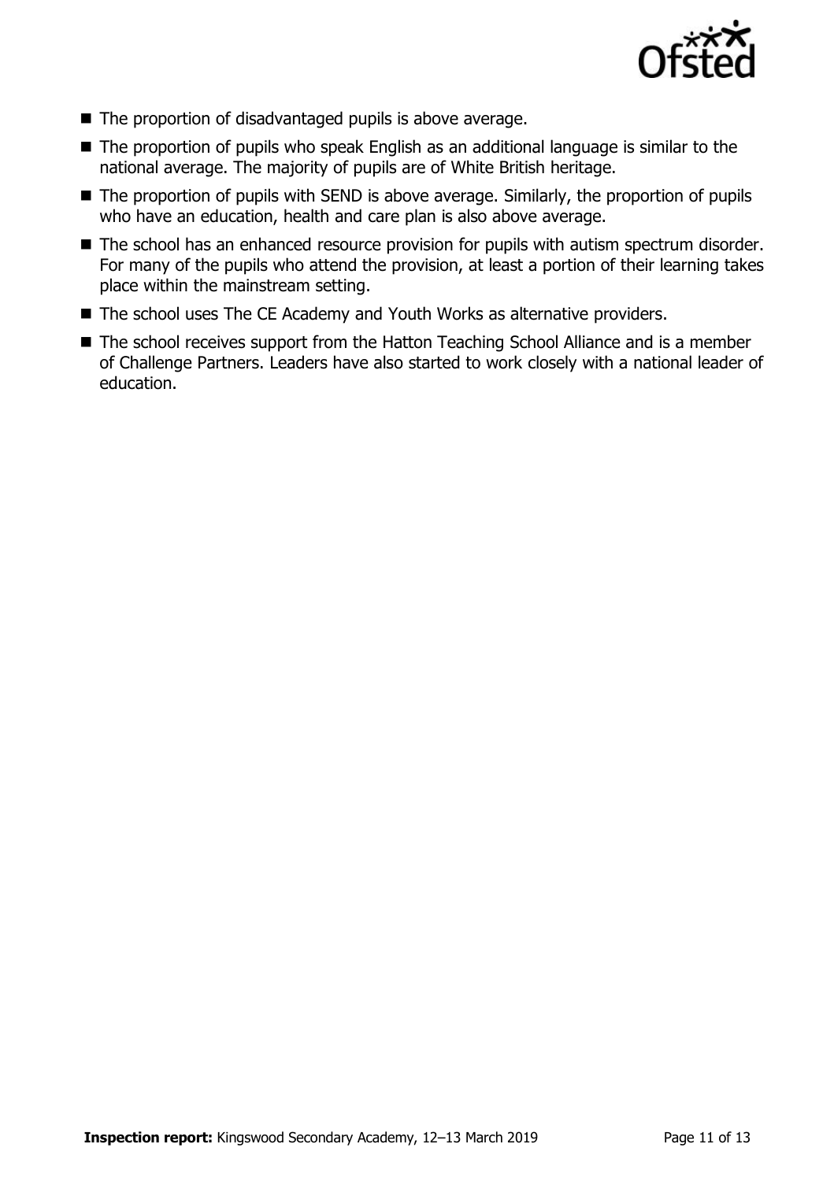- The proportion of disadvantaged pupils is above average.
- The proportion of pupils who speak English as an additional language is similar to the national average. The majority of pupils are of White British heritage.
- The proportion of pupils with SEND is above average. Similarly, the proportion of pupils who have an education, health and care plan is also above average.
- The school has an enhanced resource provision for pupils with autism spectrum disorder. For many of the pupils who attend the provision, at least a portion of their learning takes place within the mainstream setting.
- The school uses The CE Academy and Youth Works as alternative providers.
- The school receives support from the Hatton Teaching School Alliance and is a member of Challenge Partners. Leaders have also started to work closely with a national leader of education.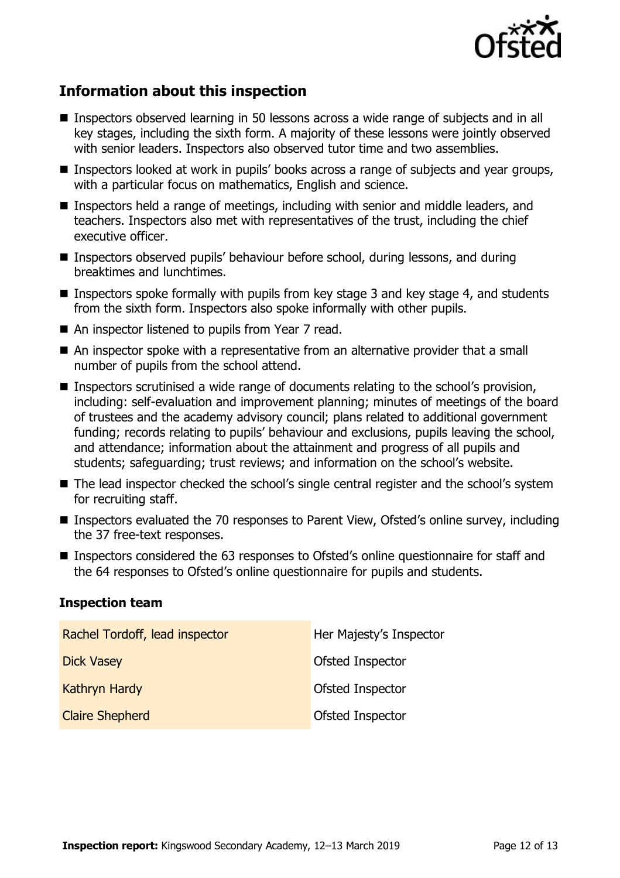## Information about this inspection

- Inspectors observed learning in 50 lessons across a wide range of subjects and in all key stages, including the sixth form. A majority of these lessons were jointly observed with senior leaders. Inspectors also observed tutor time and two assemblies.
- Inspectors looked at work in pupils' books across a range of subjects and year groups, with a particular focus on mathematics, English and science.
- Inspectors held a range of meetings, including with senior and middle leaders, and teachers. Inspectors also met with representatives of the trust, including the chief executive officer.
- Inspectors observed pupils' behaviour before school, during lessons, and during breaktimes and lunchtimes.
- Inspectors spoke formally with pupils from key stage 3 and key stage 4, and students from the sixth form. Inspectors also spoke informally with other pupils.
- An inspector listened to pupils from Year 7 read.
- An inspector spoke with a representative from an alternative provider that a small number of pupils from the school attend.
- Inspectors scrutinised a wide range of documents relating to the school's provision, including: self-evaluation and improvement planning; minutes of meetings of the board of trustees and the academy advisory council; plans related to additional government funding; records relating to pupils' behaviour and exclusions, pupils leaving the school, and attendance; information about the attainment and progress of all pupils and students; safeguarding; trust reviews; and information on the school's website.
- The lead inspector checked the school's single central register and the school's system for recruiting staff.
- Inspectors evaluated the 70 responses to Parent View, Ofsted's online survey, including the 37 free-text responses.
- Inspectors considered the 63 responses to Ofsted's online questionnaire for staff and the 64 responses to Ofsted's online questionnaire for pupils and students.

### Inspection team

| | |
|---|---|
| Rachel Tordoff, lead inspector | Her Majesty's Inspector |
| Dick Vasey | Ofsted Inspector |
| Kathryn Hardy | Ofsted Inspector |
| Claire Shepherd | Ofsted Inspector |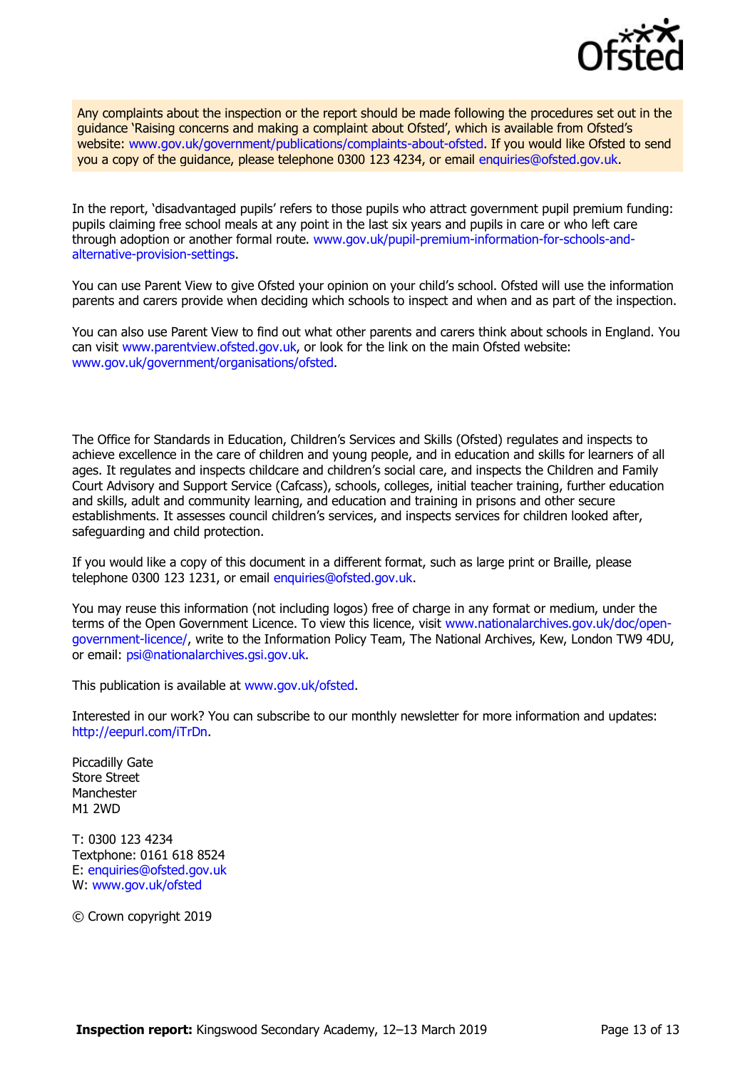Any complaints about the inspection or the report should be made following the procedures set out in the guidance 'Raising concerns and making a complaint about Ofsted', which is available from Ofsted's website: www.gov.uk/government/publications/complaints-about-ofsted. If you would like Ofsted to send you a copy of the guidance, please telephone 0300 123 4234, or email enquiries@ofsted.gov.uk.

In the report, 'disadvantaged pupils' refers to those pupils who attract government pupil premium funding: pupils claiming free school meals at any point in the last six years and pupils in care or who left care through adoption or another formal route. www.gov.uk/pupil-premium-information-for-schools-and-alternative-provision-settings.

You can use Parent View to give Ofsted your opinion on your child's school. Ofsted will use the information parents and carers provide when deciding which schools to inspect and when and as part of the inspection.

You can also use Parent View to find out what other parents and carers think about schools in England. You can visit www.parentview.ofsted.gov.uk, or look for the link on the main Ofsted website: www.gov.uk/government/organisations/ofsted.

The Office for Standards in Education, Children's Services and Skills (Ofsted) regulates and inspects to achieve excellence in the care of children and young people, and in education and skills for learners of all ages. It regulates and inspects childcare and children's social care, and inspects the Children and Family Court Advisory and Support Service (Cafcass), schools, colleges, initial teacher training, further education and skills, adult and community learning, and education and training in prisons and other secure establishments. It assesses council children's services, and inspects services for children looked after, safeguarding and child protection.

If you would like a copy of this document in a different format, such as large print or Braille, please telephone 0300 123 1231, or email enquiries@ofsted.gov.uk.

You may reuse this information (not including logos) free of charge in any format or medium, under the terms of the Open Government Licence. To view this licence, visit www.nationalarchives.gov.uk/doc/open-government-licence/, write to the Information Policy Team, The National Archives, Kew, London TW9 4DU, or email: psi@nationalarchives.gsi.gov.uk.

This publication is available at www.gov.uk/ofsted.

Interested in our work? You can subscribe to our monthly newsletter for more information and updates: http://eepurl.com/iTrDn.

Piccadilly Gate  
Store Street  
Manchester  
M1 2WD

T: 0300 123 4234  
Textphone: 0161 618 8524  
E: enquiries@ofsted.gov.uk  
W: www.gov.uk/ofsted

© Crown copyright 2019